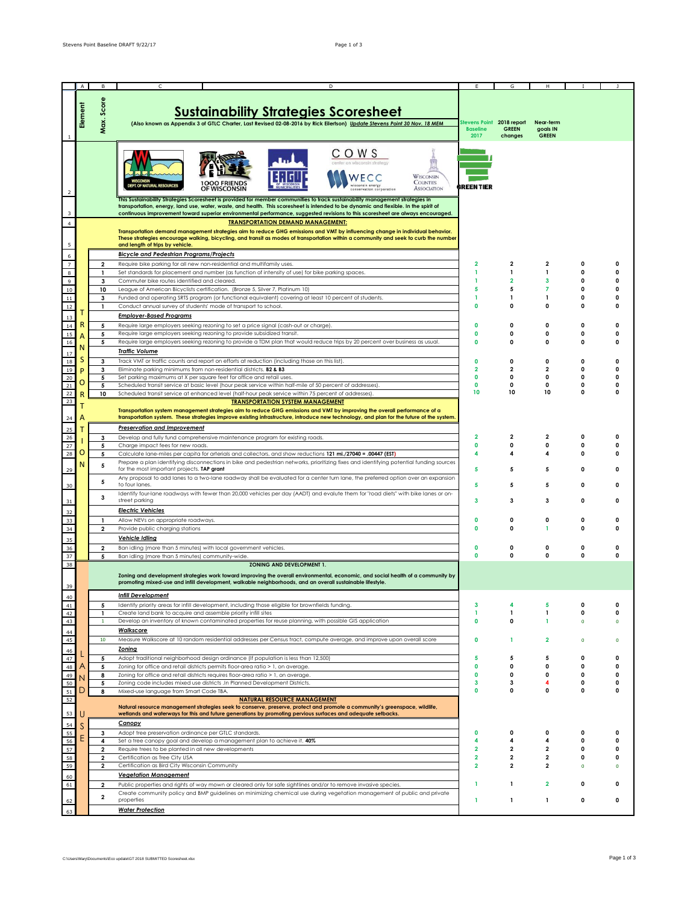# Sustainability Strategies Scoresheet

**(Also known as Appendix 3 of GTLC Charter, Last Revised 02-08-2016 by Rick Ellertson)** *Update Stevens Point 30 Nov. 18 MEM*

This Sustainability Strategies Scoresheet is provided for member communities to track sustainability management strategies in transportation, energy, land use, water, waste, and health. This scoresheet is intended to be dynamic and flexible. In the spirit of continuous improvement toward superior environmental performance, suggested revisions to this scoresheet are always encouraged.

| Element | Max. Score | Strategy | Stevens Point Baseline 2017 | 2018 report GREEN changes | Near-term goals IN GREEN | I | J |
|---|---|---|---|---|---|---|---|
| TRANSPORTATION | | **TRANSPORTATION DEMAND MANAGEMENT:** | | | | | |
| | | Transportation demand management strategies aim to reduce GHG emissions and VMT by influencing change in individual behavior. These strategies encourage walking, bicycling, and transit as modes of transportation within a community and seek to curb the number and length of trips by vehicle. | | | | | |
| | | ***Bicycle and Pedestrian Programs/Projects*** | | | | | |
| | 2 | Require bike parking for all new non-residential and multifamily uses. | 2 | 2 | 2 | 0 | 0 |
| | 1 | Set standards for placement and number (as function of intensity of use) for bike parking spaces. | 1 | 1 | 1 | 0 | 0 |
| | 3 | Commuter bike routes identified and cleared. | 1 | 2 | 3 | 0 | 0 |
| | 10 | League of American Bicyclists certification. (Bronze 5, Silver 7, Platinum 10) | 5 | 5 | 7 | 0 | 0 |
| | 3 | Funded and operating SRTS program (or functional equivalent) covering at least 10 percent of students. | 1 | 1 | 1 | 0 | 0 |
| | 1 | Conduct annual survey of students' mode of transport to school. | 0 | 0 | 0 | 0 | 0 |
| | | ***Employer-Based Programs*** | | | | | |
| | 5 | Require large employers seeking rezoning to set a price signal (cash-out or charge). | 0 | 0 | 0 | 0 | 0 |
| | 5 | Require large employers seeking rezoning to provide subsidized transit. | 0 | 0 | 0 | 0 | 0 |
| | 5 | Require large employers seeking rezoning to provide a TDM plan that would reduce trips by 20 percent over business as usual. | 0 | 0 | 0 | 0 | 0 |
| | | ***Traffic Volume*** | | | | | |
| | 3 | Track VMT or traffic counts and report on efforts at reduction (including those on this list). | 0 | 0 | 0 | 0 | 0 |
| | 3 | Eliminate parking minimums from non-residential districts. **B2 & B3** | 2 | 2 | 2 | 0 | 0 |
| | 5 | Set parking maximums at X per square feet for office and retail uses. | 0 | 0 | 0 | 0 | 0 |
| | 5 | Scheduled transit service at basic level (hour peak service within half-mile of 50 percent of addresses). | 0 | 0 | 0 | 0 | 0 |
| | 10 | Scheduled transit service at enhanced level (half-hour peak service within 75 percent of addresses). | 10 | 10 | 10 | 0 | 0 |
| | | **TRANSPORTATION SYSTEM MANAGEMENT** | | | | | |
| | | Transportation system management strategies aim to reduce GHG emissions and VMT by improving the overall performance of a transportation system. These strategies improve existing infrastructure, introduce new technology, and plan for the future of the system. | | | | | |
| | | ***Preservation and Improvement*** | | | | | |
| | 3 | Develop and fully fund comprehensive maintenance program for existing roads. | 2 | 2 | 2 | 0 | 0 |
| | 5 | Charge impact fees for new roads. | 0 | 0 | 0 | 0 | 0 |
| | 5 | Calculate lane-miles per capita for arterials and collectors, and show reductions **121 mi./27040 = .00447 (EST)** | 4 | 4 | 4 | 0 | 0 |
| | 5 | Prepare a plan identifying disconnections in bike and pedestrian networks, prioritizing fixes and identifying potential funding sources for the most important projects. **TAP grant** | 5 | 5 | 5 | 0 | 0 |
| | 5 | Any proposal to add lanes to a two-lane roadway shall be evaluated for a center turn lane, the preferred option over an expansion to four lanes. | 5 | 5 | 5 | 0 | 0 |
| | 3 | Identify four-lane roadways with fewer than 20,000 vehicles per day (AADT) and evalute them for "road diets" with bike lanes or on-street parking | 3 | 3 | 3 | 0 | 0 |
| | | ***Electric Vehicles*** | | | | | |
| | 1 | Allow NEVs on appropriate roadways. | 0 | 0 | 0 | 0 | 0 |
| | 2 | Provide public charging stations | 0 | 0 | 1 | 0 | 0 |
| | | ***Vehicle Idling*** | | | | | |
| | 2 | Ban idling (more than 5 minutes) with local government vehicles. | 0 | 0 | 0 | 0 | 0 |
| | 5 | Ban idling (more than 5 minutes) community-wide. | 0 | 0 | 0 | 0 | 0 |
| LAND USE | | **ZONING AND DEVELOPMENT 1.** | | | | | |
| | | Zoning and development strategies work toward improving the overall environmental, economic, and social health of a community by promoting mixed-use and infill development, walkable neighborhoods, and an overall sustainable lifestyle. | | | | | |
| | | ***Infill Development*** | | | | | |
| | 5 | Identify priority areas for infill development, including those eligible for brownfields funding. | 3 | 4 | 5 | 0 | 0 |
| | 1 | Create land bank to acquire and assemble priority infill sites | 1 | 1 | 1 | 0 | 0 |
| | 1 | Develop an inventory of known contaminated properties for reuse planning, with possible GIS application | 0 | 0 | 1 | 0 | 0 |
| | | ***Walkscore*** | | | | | |
| | 10 | Measure Walkscore at 10 random residential addresses per Census tract, compute average, and improve upon overall score | 0 | 1 | 2 | 0 | 0 |
| | | ***Zoning*** | | | | | |
| | 5 | Adopt traditional neighborhood design ordinance (If population is less than 12,500) | 5 | 5 | 5 | 0 | 0 |
| | 5 | Zoning for office and retail districts permits floor-area ratio > 1, on average. | 0 | 0 | 0 | 0 | 0 |
| | 8 | Zoning for office and retail districts requires floor-area ratio > 1, on average. | 0 | 0 | 0 | 0 | 0 |
| | 5 | Zoning code includes mixed use districts .In Planned Development Districts. | 3 | 3 | 4 | 0 | 0 |
| | 8 | Mixed-use language from Smart Code TBA. | 0 | 0 | 0 | 0 | 0 |
| | | **NATURAL RESOURCE MANAGEMENT** | | | | | |
| | | Natural resource management strategies seek to conserve, preserve, protect and promote a community's greenspace, wildlife, wetlands and waterways for this and future generations by promoting pervious surfaces and adequate setbacks. | | | | | |
| | | ***Canopy*** | | | | | |
| | 3 | Adopt tree preservation ordinance per GTLC standards. | 0 | 0 | 0 | 0 | 0 |
| | 4 | Set a tree canopy goal and develop a management plan to achieve it. **40%** | 4 | 4 | 4 | 0 | 0 |
| | 2 | Require trees to be planted in all new developments | 2 | 2 | 2 | 0 | 0 |
| | 2 | Certification as Tree City USA | 2 | 2 | 2 | 0 | 0 |
| | 2 | Certification as Bird City Wisconsin Community | 2 | 2 | 2 | 0 | 0 |
| | | ***Vegetation Management*** | | | | | |
| | 2 | Public properties and rights of way mown or cleared only for safe sightlines and/or to remove invasive species. | 1 | 1 | 2 | 0 | 0 |
| | 2 | Create community policy and BMP guidelines on minimizing chemical use during vegetation management of public and private properties | 1 | 1 | 1 | 0 | 0 |
| | | ***Water Protection*** | | | | | |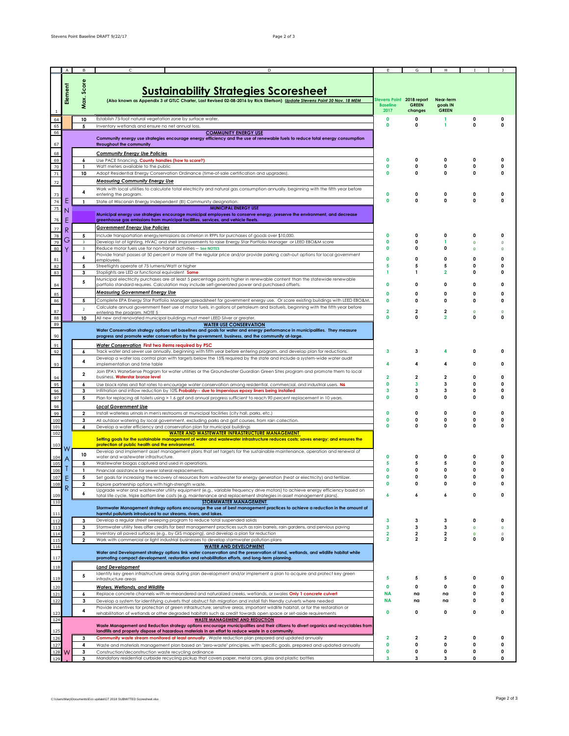| | A | B | C / D | E | G | H | I | J |
|---|---|---|---|---|---|---|---|---|
| 1 | Element | Max. Score | **Sustainability Strategies Scoresheet** (Also known as Appendix 3 of GTLC Charter, Last Revised 02-08-2016 by Rick Ellertson) *Update Stevens Point 30 Nov. 18 MEM* | Stevens Point Baseline 2017 | 2018 report GREEN changes | Near-term goals IN GREEN | | |
| 64 | | 10 | Establish 75-foot natural vegetation zone by surface water. | 0 | 0 | 1 | 0 | 0 |
| 65 | | 5 | Inventory wetlands and ensure no net annual loss. | 0 | 0 | 1 | 0 | 0 |
| 66 | | | **COMMUNITY ENERGY USE** | | | | | |
| 67 | | | **Community energy use strategies encourage energy efficiency and the use of renewable fuels to reduce total energy consumption throughout the community** | | | | | |
| 68 | | | ***Community Energy Use Policies*** | | | | | |
| 69 | | 6 | Use PACE financing. **County handles (how to score?)** | 0 | 0 | 0 | 0 | 0 |
| 70 | | 1 | Watt meters available to the public | 0 | 0 | 0 | 0 | 0 |
| 71 | | 10 | Adopt Residential Energy Conservation Ordinance (time-of-sale certification and upgrades). | 0 | 0 | 0 | 0 | 0 |
| 72 | | | ***Measuring Community Energy Use*** | | | | | |
| 73 | | 4 | Work with local utilities to calculate total electricity and natural gas consumption annually, beginning with the fifth year before entering the program. | 0 | 0 | 0 | 0 | 0 |
| 74 | E | 1 | State of Wisconsin Energy Independent (EI) Community designation. | 0 | 0 | 0 | 0 | 0 |
| 75 | N | | **MUNICIPAL ENERGY USE** | | | | | |
| 76 | E | | **Municipal energy use strategies encourage municipal employees to conserve energy, preserve the environment, and decrease greenhouse gas emissions from municipal facilities, services, and vehicle fleets.** | | | | | |
| 77 | R | | ***Government Energy Use Policies*** | | | | | |
| 78 | | 5 | Include transportation energy/emissions as criterion in RFPs for purchases of goods over $10,000. | 0 | 0 | 0 | 0 | 0 |
| 79 | G | 3 | Develop list of lighting, HVAC and shell improvements to raise Energy Star Portfolio Manager or LEED EBO&M score | 0 | 0 | 1 | 0 | 0 |
| 80 | Y | 3 | Reduce motor fuels use for non-transit activities -- **See NOTES** | 0 | 0 | 0 | 0 | 0 |
| 81 | | 6 | Provide transit passes at 50 percent or more off the regular price and/or provide parking cash-out options for local government employees. | 0 | 0 | 0 | 0 | 0 |
| 82 | | 5 | Streetlights operate at 75 lumens/Watt or higher | 5 | 5 | 5 | 0 | 0 |
| 83 | | 3 | Stoplights are LED or functional equivalent **Some** | 1 | 1 | 2 | 0 | 0 |
| 84 | | 5 | Municipal electricity purchases are at least 5 percentage points higher in renewable content than the statewide renewable portfolio standard requires. Calculation may include self-generated power and purchased offsets. | 0 | 0 | 0 | 0 | 0 |
| 85 | | | ***Measuring Government Energy Use*** | 0 | 0 | 0 | 0 | 0 |
| 86 | | 5 | Complete EPA Energy Star Portfolio Manager spreadsheet for government energy use. Or score existing buildings with LEED EBO&M. | 0 | 0 | 0 | 0 | 0 |
| 87 | | 2 | Calculate annual government fleet use of motor fuels, in gallons of petroleum and biofuels, beginning with the fifth year before entering the program. NOTE 5 | 2 | 2 | 2 | 0 | 0 |
| 88 | | 10 | All new and renovated municipal buildings must meet LEED Silver or greater. | 0 | 0 | 2 | 0 | 0 |
| 89 | | | **WATER USE CONSERVATION** | | | | | |
| 90 | | | **Water Conservation strategy options set baselines and goals for water and energy performance in municipalities. They measure progress and promote water conservation by the government, business, and the community at-large.** | | | | | |
| 91 | | | ***Water Conservation*** **First two items required by PSC** | | | | | |
| 92 | | 6 | Track water and sewer use annually, beginning with fifth year before entering program, and develop plan for reductions. | 3 | 3 | 4 | 0 | 0 |
| 93 | | 4 | Develop a water loss control plan with targets below the 15% required by the state and include a system-wide water audit implementation and time table | 4 | 4 | 4 | 0 | 0 |
| 94 | | 2 | Join EPA's WaterSense Program for water utilities or the Groundwater Guardian Green Sites program and promote them to local business. **Waterstar bronze level** | 2 | 2 | 2 | 0 | 0 |
| 95 | | 6 | Use block rates and flat rates to encourage water conservation among residential, commercial, and industrial users. **N6** | 0 | 3 | 3 | 0 | 0 |
| 96 | | 3 | Infiltration and inflow reduction by 10% **Probably-- due to impervious epoxy liners being installed** | 3 | 3 | 3 | 0 | 0 |
| 97 | | 5 | Plan for replacing all toilets using > 1.6 gpf and annual progress sufficient to reach 90 percent replacement in 10 years. | 0 | 0 | 0 | 0 | 0 |
| 98 | | | ***Local Government Use*** | | | | | |
| 99 | | 2 | Install waterless urinals in men's restrooms at municipal facilities (city hall, parks, etc.) | 0 | 0 | 0 | 0 | 0 |
| 100 | | 3 | All outdoor watering by local government, excluding parks and golf courses, from rain collection. | 0 | 0 | 0 | 0 | 0 |
| 101 | | 4 | Develop a water efficiency and conservation plan for municipal buildings | 0 | 0 | 0 | 0 | 0 |
| 102 | | | **WATER AND WASTEWATER INFRASTRUCTURE MANAGEMENT** | | | | | |
| 103 | W | | **Setting goals for the sustainable management of water and wastewater infrastructure reduces costs; saves energy; and ensures the protection of public health and the environment.** | | | | | |
| 104 | A | 10 | Develop and implement asset management plans that set targets for the sustainable maintenance, operation and renewal of water and wastewater infrastructure. | 0 | 0 | 0 | 0 | 0 |
| 105 | | 5 | Wastewater biogas captured and used in operations. | 5 | 5 | 5 | 0 | 0 |
| 106 | T | 1 | Financial assistance for sewer lateral replacements. | 0 | 0 | 0 | 0 | 0 |
| 107 | E | 5 | Set goals for increasing the recovery of resources from wastewater for energy generation (heat or electricity) and fertilizer. | 0 | 0 | 0 | 0 | 0 |
| 108 | R | 2 | Explore partnership options with high-strength waste. | 0 | 0 | 0 | 0 | 0 |
| 109 | | 6 | Upgrade water and wastewater utility equipment (e.g., variable frequency drive motors) to achieve energy efficiency based on total life cycle, triple bottom line costs (e.g. maintenance and replacement strategies in asset management plans). | 6 | 6 | 6 | 0 | 0 |
| 110 | | | **STORMWATER MANAGEMENT** | | | | | |
| 111 | | | **Stormwater Management strategy options encourage the use of best management practices to achieve a reduction in the amount of harmful pollutants introduced to our streams, rivers, and lakes.** | | | | | |
| 112 | | 3 | Develop a regular street sweeping program to reduce total suspended solids | 3 | 3 | 3 | 0 | 0 |
| 113 | | 3 | Stormwater utility fees offer credits for best management practices such as rain barrels, rain gardens, and pervious paving | 3 | 3 | 3 | 0 | 0 |
| 114 | | 2 | Inventory all paved surfaces (e.g., by GIS mapping), and develop a plan for reduction | 2 | 2 | 2 | 0 | 0 |
| 115 | | 2 | Work with commercial or light industrial businesses to develop stormwater pollution plans | 2 | 2 | 2 | 0 | 0 |
| 116 | | | **WATER AND DEVELOPMENT** | | | | | |
| 117 | | | **Water and Development strategy options link water conservation and the preservation of land, wetlands, and wildlife habitat while promoting compact development, restoration and rehabilitation efforts, and long-term planning.** | | | | | |
| 118 | | | ***Land Development*** | | | | | |
| 119 | | 5 | Identify key green infrastructure areas during plan development and/or implement a plan to acquire and protect key green infrastructure areas | 5 | 5 | 5 | 0 | 0 |
| 120 | | | ***Waters, Wetlands, and Wildlife*** | 0 | 0 | 0 | 0 | 0 |
| 121 | | 6 | Replace concrete channels with re-meandered and naturalized creeks, wetlands, or swales **Only 1 concrete culvert** | NA | na | na | 0 | 0 |
| 122 | | 3 | Develop a system for identifying culverts that obstruct fish migration and install fish friendly culverts where needed | NA | na | na | 0 | 0 |
| 123 | | 4 | Provide incentives for protection of green infrastructure, sensitive areas, important wildlife habitat, or for the restoration or rehabilitation of wetlands or other degraded habitats such as credit towards open space or set-aside requirements | 0 | 0 | 0 | 0 | 0 |
| 124 | | | **WASTE MANAGEMENT AND REDUCTION** | | | | | |
| 125 | | | **Waste Management and Reduction strategy options encourage municipalities and their citizens to divert organics and recyclables from landfills and properly dispose of hazardous materials in an effort to reduce waste in a community.** | | | | | |
| 126 | | 3 | **Community waste stream monitored at least annually**. Waste reduction plan prepared and updated annually | 2 | 2 | 2 | 0 | 0 |
| 127 | | 4 | Waste and materials management plan based on "zero-waste" principles, with specific goals, prepared and updated annually | 0 | 0 | 0 | 0 | 0 |
| 128 | W | 3 | Construction/deconstruction waste recycling ordinance | 0 | 0 | 0 | 0 | 0 |
| 129 | A | 3 | Mandatory residential curbside recycling pickup that covers paper, metal cans, glass and plastic bottles | 3 | 3 | 3 | 0 | 0 |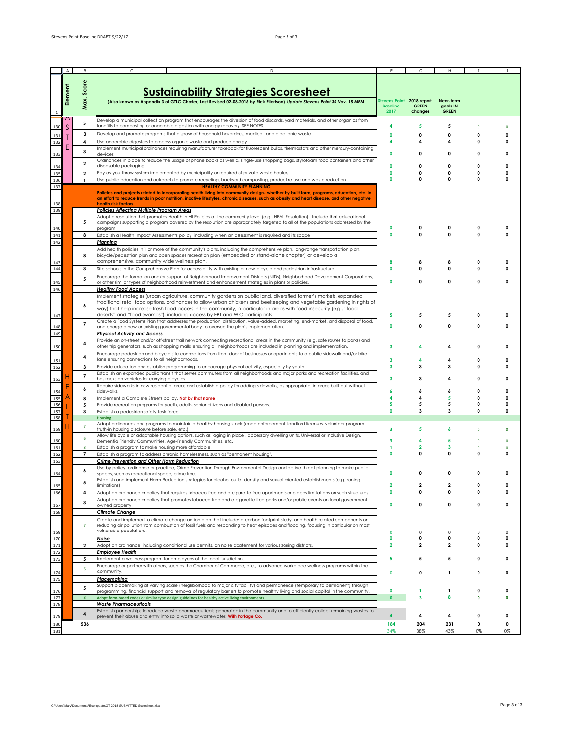| | A | B | C | D | E | G | H | I | J |
|---|---|---|---|---|---|---|---|---|---|
| 1 | Element | Max. Score | **Sustainability Strategies Scoresheet** (Also known as Appendix 3 of GTLC Charter, Last Revised 02-08-2016 by Rick Ellertson) *Update Stevens Point 30 Nov. 18 MEM* | | Stevens Point Baseline 2017 | 2018 report GREEN changes | Near-term goals IN GREEN | | |
| 130 | WASTE | 5 | Develop a municipal collection program that encourages the diversion of food discards, yard materials, and other organics from landfills to composting or anaerobic digestion with energy recovery. SEE NOTES. | | 4 | 5 | 5 | 0 | 0 |
| 131 | | 3 | Develop and promote programs that dispose of household hazardous, medical, and electronic waste | | 0 | 0 | 0 | 0 | 0 |
| 132 | | 4 | Use anaerobic digesters to process organic waste and produce energy | | 4 | 4 | 4 | 0 | 0 |
| 133 | | 3 | Implement municipal ordinances requiring manufacturer takeback for fluorescent bulbs, thermostats and other mercury-containing devices | | 0 | 0 | 0 | 0 | 0 |
| 134 | | 2 | Ordinances in place to reduce the usage of phone books as well as single-use shopping bags, styrofoam food containers and other disposable packaging | | 0 | 0 | 0 | 0 | 0 |
| 135 | | 2 | Pay-as-you-throw system implemented by municipality or required of private waste haulers | | 0 | 0 | 0 | 0 | 0 |
| 136 | | 1 | Use public education and outreach to promote recycling, backyard composting, product re-use and waste reduction | | 0 | 0 | 0 | 0 | 0 |
| 137 | | | **HEALTHY COMMUNITY PLANNING** | | | | | | |
| 138 | | | **Policies and projects related to incorporating health living into community design- whether by built form, programs, education, etc. in an effort to reduce trends in poor nutrition, inactive lifestyles, chronic diseases, such as obesity and heart disease, and other negative health risk factors.** | | | | | | |
| 139 | | | ***Policies Affecting Multiple Program Areas*** | | | | | | |
| 140 | | 5 | Adopt a resolution that promotes Health in All Policies at the community level (e.g., HEAL Resolution). Include that educational campaigns supporting a program covered by the resolution are appropriately targeted to all of the populations addressed by the program | | 0 | 0 | 0 | 0 | 0 |
| 141 | | 8 | Establish a Health Impact Assessments policy, including when an assessment is required and its scope | | 0 | 0 | 0 | 0 | 0 |
| 142 | | | ***Planning*** | | | | | | |
| 143 | | 8 | Add health policies in 1 or more of the community's plans, including the comprehensive plan, long-range transportation plan, bicycle/pedestrian plan and open spaces recreation plan (embedded or stand-alone chapter) or develop a comprehensive, community wide wellness plan. | | 8 | 8 | 8 | 0 | 0 |
| 144 | | 3 | Site schools in the Comprehensive Plan for accessibility with existing or new bicycle and pedestrian infrastructure | | 0 | 0 | 0 | 0 | 0 |
| 145 | | 5 | Encourage the formation and/or support of Neighborhood Improvement Districts (NIDs), Neighborhood Development Corporations, or other similar types of neighborhood reinvestment and enhancement strategies in plans or policies. | | 0 | 0 | 0 | 0 | 0 |
| 146 | | | ***Healthy Food Access*** | | | | | | |
| 147 | | 6 | Implement strategies (urban agriculture, community gardens on public land, diversified farmer's markets, expanded traditional retail food options, ordinances to allow urban chickens and beekeeping and vegetable gardening in rights of way) that help increase fresh food access in the community, in particular in areas with food insecurity (e.g., "food deserts" and "food swamps"), including access by EBT and WIC participants. | | 5 | 5 | 5 | 0 | 0 |
| 148 | | 7 | Create a Food Systems Plan that addresses the production, distribution, value-added, marketing, end-market, and disposal of food, and charge a new or existing governmental body to oversee the plan's implementation. | | 0 | 0 | 0 | 0 | 0 |
| 149 | | | ***Physical Activity and Access*** | | | | | | |
| 150 | | 4 | Provide an on-street and/or off-street trail network connecting recreational areas in the community (e.g. safe routes to parks) and other trip generators, such as shopping malls, ensuring all neighborhoods are included in planning and implementation. | | 3 | 4 | 4 | 0 | 0 |
| 151 | | 4 | Encourage pedestrian and bicycle site connections from front door of businesses or apartments to a public sidewalk and/or bike lane ensuring connections to all neighborhoods. | | 3 | 4 | 4 | 0 | 0 |
| 152 | | 3 | Provide education and establish programming to encourage physical activity, especially by youth. | | 3 | 3 | 3 | 0 | 0 |
| 153 | HEALTH | 7 | Establish an expanded public transit that serves commuters from all neighborhoods and major parks and recreation facilities, and has racks on vehicles for carrying bicycles. | | 3 | 3 | 4 | 0 | 0 |
| 154 | | 6 | Require sidewalks in new residential areas and establish a policy for adding sidewalks, as appropriate, in areas built out without sidewalks. | | 6 | 6 | 6 | 0 | 0 |
| 155 | | 8 | Implement a Complete Streets policy. **Not by that name** | | 4 | 4 | 5 | 0 | 0 |
| 156 | | 5 | Provide recreation programs for youth, adults, senior citizens and disabled persons. | | 5 | 5 | 5 | 0 | 0 |
| 157 | | 3 | Establish a pedestrian safety task force. | | 0 | 3 | 3 | 0 | 0 |
| 158 | | | Housing | | | | | | |
| 159 | | 7 | Adopt ordinances and programs to maintain a healthy housing stock (code enforcement, landlord licenses, volunteer program, truth-in housing disclosure before sale, etc.). | | 3 | 5 | 6 | 0 | 0 |
| 160 | | 6 | Allow life cycle or adaptable housing options, such as "aging in place", accessory dwelling units, Universal or Inclusive Design, Dementia Friendly Communities, Age-Friendly Communities, etc. | | 3 | 4 | 5 | 0 | 0 |
| 161 | | 8 | Establish a program to make housing more affordable. | | 1 | 2 | 3 | 0 | 0 |
| 162 | | 7 | Establish a program to address chronic homelessness, such as "permanent housing". | | 0 | 0 | 0 | 0 | 0 |
| 163 | | | ***Crime Prevention and Other Harm Reduction*** | | | | | | |
| 164 | | 6 | Use by policy, ordinance or practice, Crime Prevention Through Environmental Design and active threat planning to make public spaces, such as recreational space, crime free. | | 0 | 0 | 0 | 0 | 0 |
| 165 | | 5 | Establish and implement Harm Reduction strategies for alcohol outlet density and sexual oriented establishments (e.g. zoning limitations) | | 2 | 2 | 2 | 0 | 0 |
| 166 | | 4 | Adopt an ordinance or policy that requires tobacco-free and e-cigarette free apartments or places limitations on such structures. | | 0 | 0 | 0 | 0 | 0 |
| 167 | | 3 | Adopt an ordinance or policy that promotes tobacco-free and e-cigarette free parks and/or public events on local government-owned property. | | 0 | 0 | 0 | 0 | 0 |
| 168 | | | ***Climate Change*** | | | | | | |
| 169 | | 7 | Create and implement a climate change action plan that includes a carbon footprint study, and health related components on reducing air pollution from combustion of fossil fuels and responding to heat episodes and flooding, focusing in particular on most vulnerable populations. | | 0 | 0 | 0 | 0 | 0 |
| 170 | | | ***Noise*** | | 0 | 0 | 0 | 0 | 0 |
| 171 | | 2 | Adopt an ordinance, including conditional use permits, on noise abatement for various zoning districts. | | 2 | 2 | 2 | 0 | 0 |
| 172 | | | ***Employee Health*** | | | | | | |
| 173 | | 5 | Implement a wellness program for employees of the local jurisdiction. | | 5 | 5 | 5 | 0 | 0 |
| 174 | | 6 | Encourage or partner with others, such as the Chamber of Commerce, etc., to advance workplace wellness programs within the community. | | 0 | 0 | 1 | 0 | 0 |
| 175 | | | ***Placemaking*** | | | | | | |
| 176 | | 5 | Support placemaking at varying scale (neighborhood to major city facility) and permanence (temporary to permanent) through programming, financial support and removal of regulatory barriers to promote healthy living and social capital in the community. | | 0 | 1 | 1 | 0 | 0 |
| 177 | | 8 | Adopt form-based codes or similar type design guidelines for healthy active living environments. | | 0 | 3 | 8 | 0 | 0 |
| 178 | | | ***Waste Pharmaceuticals*** | | | | | | |
| 179 | | 4 | Establish partnerships to reduce waste pharmaceuticals generated in the community and to efficiently collect remaining wastes to prevent their abuse and entry into solid waste or wastewater. **With Portage Co.** | | 4 | 4 | 4 | 0 | 0 |
| 180 | | 536 | | | 184 | 204 | 231 | 0 | 0 |
| 181 | | | | | 34% | 38% | 43% | 0% | 0% |